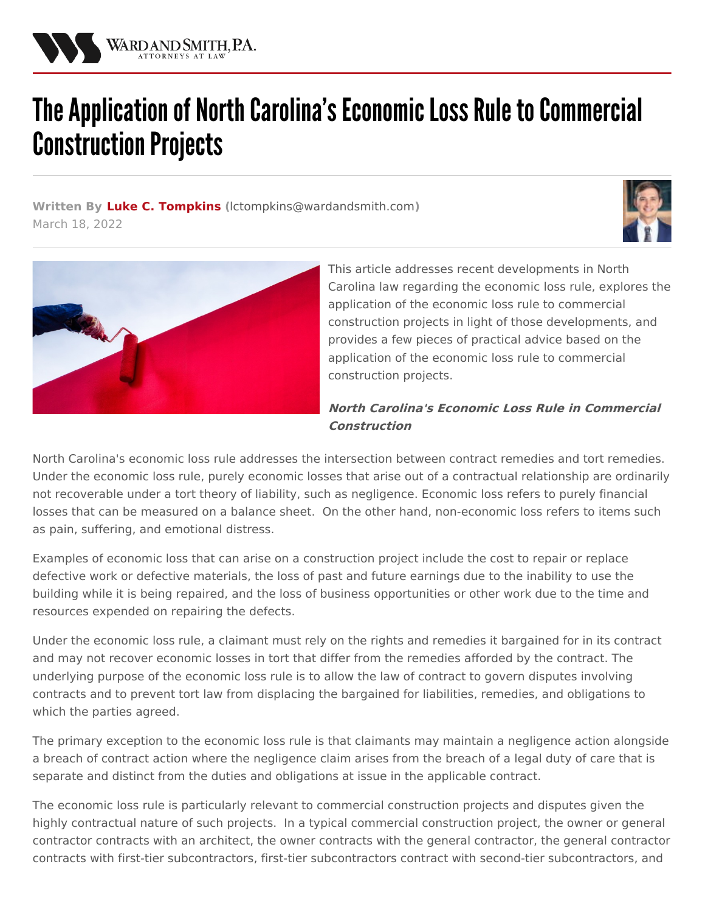# The Application of North Carolina's Economic Loss Rule to Commercial Construction Projects

**Written By Luke C. Tompkins (lctompkins@wardandsmith.com)**
March 18, 2022

This article addresses recent developments in North Carolina law regarding the economic loss rule, explores the application of the economic loss rule to commercial construction projects in light of those developments, and provides a few pieces of practical advice based on the application of the economic loss rule to commercial construction projects.

### ***North Carolina's Economic Loss Rule in Commercial Construction***

North Carolina's economic loss rule addresses the intersection between contract remedies and tort remedies. Under the economic loss rule, purely economic losses that arise out of a contractual relationship are ordinarily not recoverable under a tort theory of liability, such as negligence. Economic loss refers to purely financial losses that can be measured on a balance sheet. On the other hand, non-economic loss refers to items such as pain, suffering, and emotional distress.

Examples of economic loss that can arise on a construction project include the cost to repair or replace defective work or defective materials, the loss of past and future earnings due to the inability to use the building while it is being repaired, and the loss of business opportunities or other work due to the time and resources expended on repairing the defects.

Under the economic loss rule, a claimant must rely on the rights and remedies it bargained for in its contract and may not recover economic losses in tort that differ from the remedies afforded by the contract. The underlying purpose of the economic loss rule is to allow the law of contract to govern disputes involving contracts and to prevent tort law from displacing the bargained for liabilities, remedies, and obligations to which the parties agreed.

The primary exception to the economic loss rule is that claimants may maintain a negligence action alongside a breach of contract action where the negligence claim arises from the breach of a legal duty of care that is separate and distinct from the duties and obligations at issue in the applicable contract.

The economic loss rule is particularly relevant to commercial construction projects and disputes given the highly contractual nature of such projects. In a typical commercial construction project, the owner or general contractor contracts with an architect, the owner contracts with the general contractor, the general contractor contracts with first-tier subcontractors, first-tier subcontractors contract with second-tier subcontractors, and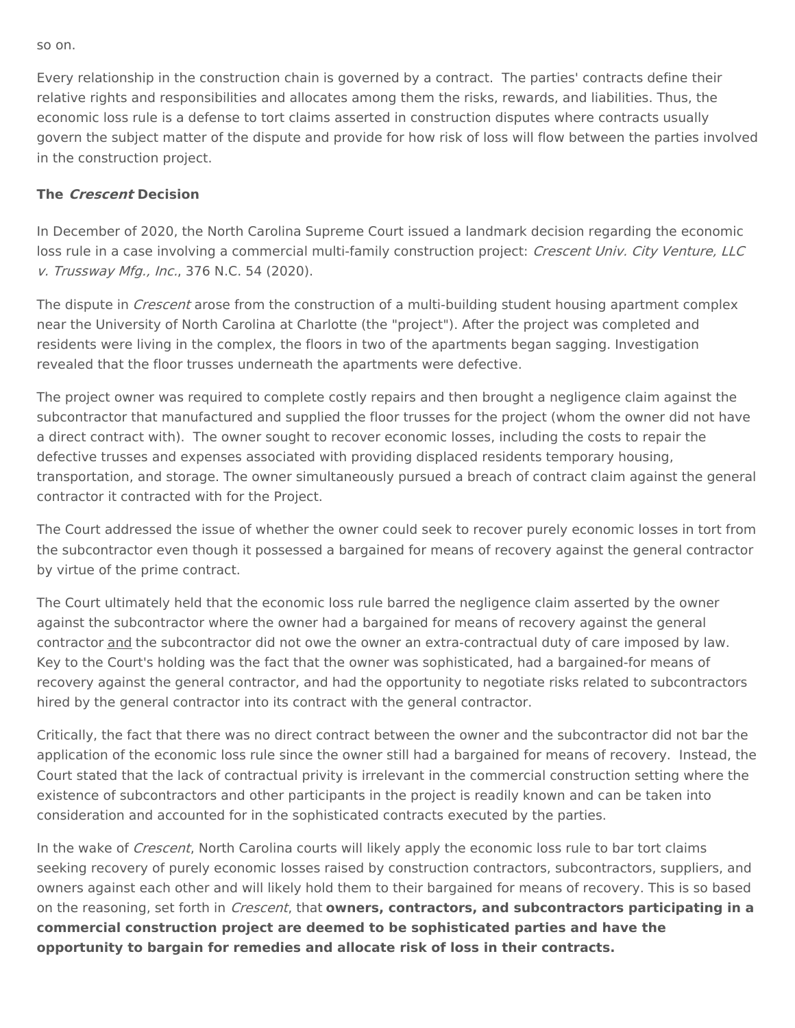so on.

Every relationship in the construction chain is governed by a contract. The parties' contracts define their relative rights and responsibilities and allocates among them the risks, rewards, and liabilities. Thus, the economic loss rule is a defense to tort claims asserted in construction disputes where contracts usually govern the subject matter of the dispute and provide for how risk of loss will flow between the parties involved in the construction project.

**The *Crescent* Decision**

In December of 2020, the North Carolina Supreme Court issued a landmark decision regarding the economic loss rule in a case involving a commercial multi-family construction project: *Crescent Univ. City Venture, LLC v. Trussway Mfg., Inc.*, 376 N.C. 54 (2020).

The dispute in *Crescent* arose from the construction of a multi-building student housing apartment complex near the University of North Carolina at Charlotte (the "project"). After the project was completed and residents were living in the complex, the floors in two of the apartments began sagging. Investigation revealed that the floor trusses underneath the apartments were defective.

The project owner was required to complete costly repairs and then brought a negligence claim against the subcontractor that manufactured and supplied the floor trusses for the project (whom the owner did not have a direct contract with). The owner sought to recover economic losses, including the costs to repair the defective trusses and expenses associated with providing displaced residents temporary housing, transportation, and storage. The owner simultaneously pursued a breach of contract claim against the general contractor it contracted with for the Project.

The Court addressed the issue of whether the owner could seek to recover purely economic losses in tort from the subcontractor even though it possessed a bargained for means of recovery against the general contractor by virtue of the prime contract.

The Court ultimately held that the economic loss rule barred the negligence claim asserted by the owner against the subcontractor where the owner had a bargained for means of recovery against the general contractor <u>and</u> the subcontractor did not owe the owner an extra-contractual duty of care imposed by law. Key to the Court's holding was the fact that the owner was sophisticated, had a bargained-for means of recovery against the general contractor, and had the opportunity to negotiate risks related to subcontractors hired by the general contractor into its contract with the general contractor.

Critically, the fact that there was no direct contract between the owner and the subcontractor did not bar the application of the economic loss rule since the owner still had a bargained for means of recovery. Instead, the Court stated that the lack of contractual privity is irrelevant in the commercial construction setting where the existence of subcontractors and other participants in the project is readily known and can be taken into consideration and accounted for in the sophisticated contracts executed by the parties.

In the wake of *Crescent*, North Carolina courts will likely apply the economic loss rule to bar tort claims seeking recovery of purely economic losses raised by construction contractors, subcontractors, suppliers, and owners against each other and will likely hold them to their bargained for means of recovery. This is so based on the reasoning, set forth in *Crescent*, that **owners, contractors, and subcontractors participating in a commercial construction project are deemed to be sophisticated parties and have the opportunity to bargain for remedies and allocate risk of loss in their contracts.**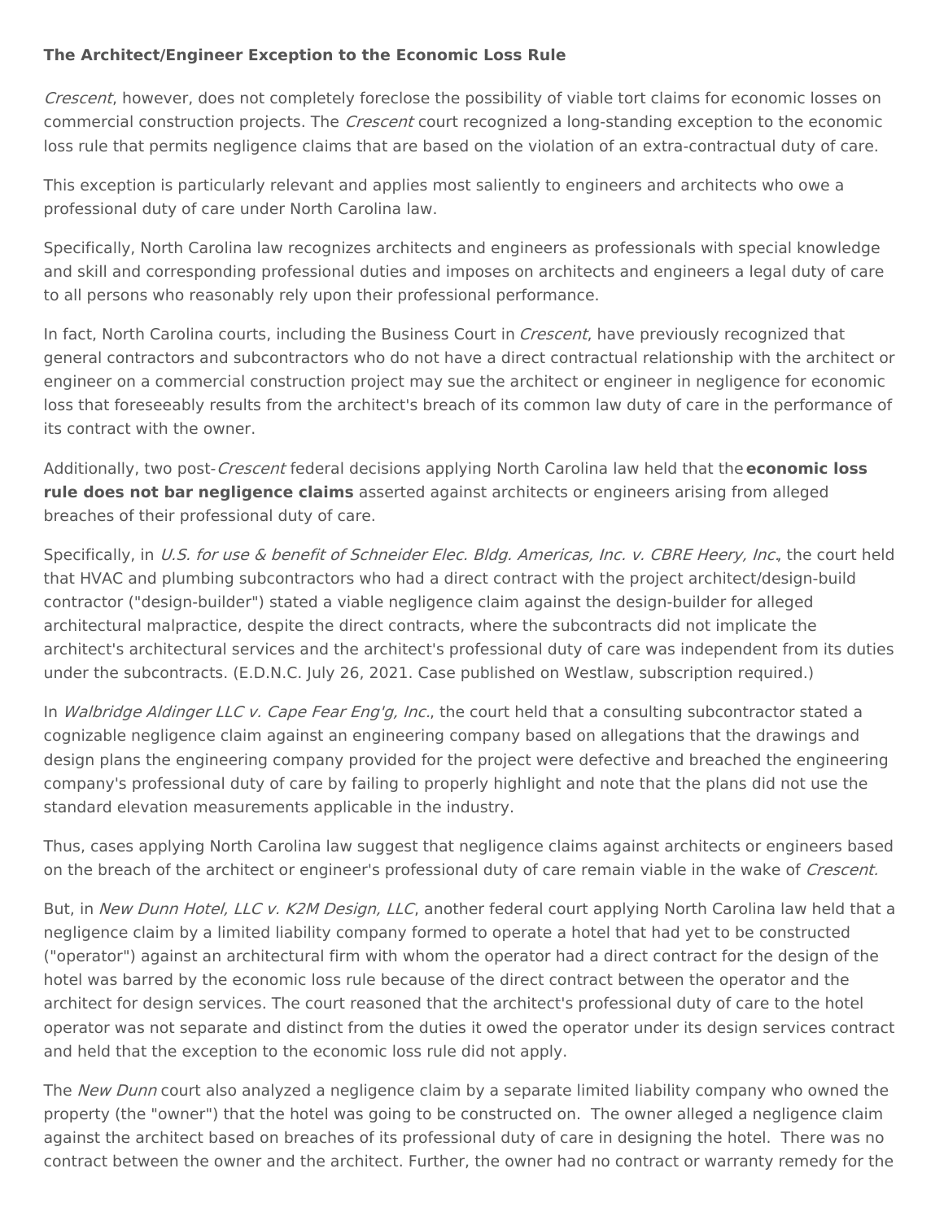### The Architect/Engineer Exception to the Economic Loss Rule

*Crescent*, however, does not completely foreclose the possibility of viable tort claims for economic losses on commercial construction projects. The *Crescent* court recognized a long-standing exception to the economic loss rule that permits negligence claims that are based on the violation of an extra-contractual duty of care.

This exception is particularly relevant and applies most saliently to engineers and architects who owe a professional duty of care under North Carolina law.

Specifically, North Carolina law recognizes architects and engineers as professionals with special knowledge and skill and corresponding professional duties and imposes on architects and engineers a legal duty of care to all persons who reasonably rely upon their professional performance.

In fact, North Carolina courts, including the Business Court in *Crescent*, have previously recognized that general contractors and subcontractors who do not have a direct contractual relationship with the architect or engineer on a commercial construction project may sue the architect or engineer in negligence for economic loss that foreseeably results from the architect's breach of its common law duty of care in the performance of its contract with the owner.

Additionally, two post-*Crescent* federal decisions applying North Carolina law held that the **economic loss rule does not bar negligence claims** asserted against architects or engineers arising from alleged breaches of their professional duty of care.

Specifically, in *U.S. for use & benefit of Schneider Elec. Bldg. Americas, Inc. v. CBRE Heery, Inc.*, the court held that HVAC and plumbing subcontractors who had a direct contract with the project architect/design-build contractor ("design-builder") stated a viable negligence claim against the design-builder for alleged architectural malpractice, despite the direct contracts, where the subcontracts did not implicate the architect's architectural services and the architect's professional duty of care was independent from its duties under the subcontracts. (E.D.N.C. July 26, 2021. Case published on Westlaw, subscription required.)

In *Walbridge Aldinger LLC v. Cape Fear Eng'g, Inc.*, the court held that a consulting subcontractor stated a cognizable negligence claim against an engineering company based on allegations that the drawings and design plans the engineering company provided for the project were defective and breached the engineering company's professional duty of care by failing to properly highlight and note that the plans did not use the standard elevation measurements applicable in the industry.

Thus, cases applying North Carolina law suggest that negligence claims against architects or engineers based on the breach of the architect or engineer's professional duty of care remain viable in the wake of *Crescent.*

But, in *New Dunn Hotel, LLC v. K2M Design, LLC*, another federal court applying North Carolina law held that a negligence claim by a limited liability company formed to operate a hotel that had yet to be constructed ("operator") against an architectural firm with whom the operator had a direct contract for the design of the hotel was barred by the economic loss rule because of the direct contract between the operator and the architect for design services. The court reasoned that the architect's professional duty of care to the hotel operator was not separate and distinct from the duties it owed the operator under its design services contract and held that the exception to the economic loss rule did not apply.

The *New Dunn* court also analyzed a negligence claim by a separate limited liability company who owned the property (the "owner") that the hotel was going to be constructed on. The owner alleged a negligence claim against the architect based on breaches of its professional duty of care in designing the hotel. There was no contract between the owner and the architect. Further, the owner had no contract or warranty remedy for the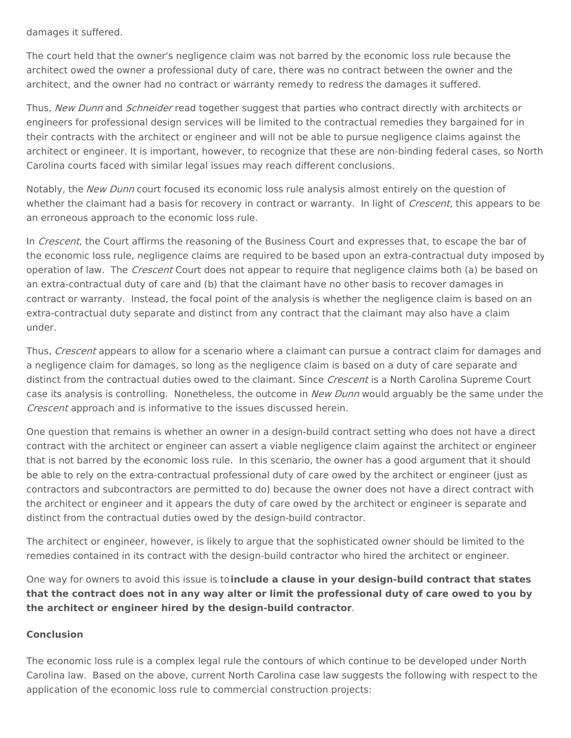damages it suffered.

The court held that the owner's negligence claim was not barred by the economic loss rule because the architect owed the owner a professional duty of care, there was no contract between the owner and the architect, and the owner had no contract or warranty remedy to redress the damages it suffered.

Thus, *New Dunn* and *Schneider* read together suggest that parties who contract directly with architects or engineers for professional design services will be limited to the contractual remedies they bargained for in their contracts with the architect or engineer and will not be able to pursue negligence claims against the architect or engineer. It is important, however, to recognize that these are non-binding federal cases, so North Carolina courts faced with similar legal issues may reach different conclusions.

Notably, the *New Dunn* court focused its economic loss rule analysis almost entirely on the question of whether the claimant had a basis for recovery in contract or warranty. In light of *Crescent*, this appears to be an erroneous approach to the economic loss rule.

In *Crescent,* the Court affirms the reasoning of the Business Court and expresses that, to escape the bar of the economic loss rule, negligence claims are required to be based upon an extra-contractual duty imposed by operation of law. The *Crescent* Court does not appear to require that negligence claims both (a) be based on an extra-contractual duty of care and (b) that the claimant have no other basis to recover damages in contract or warranty. Instead, the focal point of the analysis is whether the negligence claim is based on an extra-contractual duty separate and distinct from any contract that the claimant may also have a claim under.

Thus, *Crescent* appears to allow for a scenario where a claimant can pursue a contract claim for damages and a negligence claim for damages, so long as the negligence claim is based on a duty of care separate and distinct from the contractual duties owed to the claimant. Since *Crescent* is a North Carolina Supreme Court case its analysis is controlling. Nonetheless, the outcome in *New Dunn* would arguably be the same under the *Crescent* approach and is informative to the issues discussed herein.

One question that remains is whether an owner in a design-build contract setting who does not have a direct contract with the architect or engineer can assert a viable negligence claim against the architect or engineer that is not barred by the economic loss rule. In this scenario, the owner has a good argument that it should be able to rely on the extra-contractual professional duty of care owed by the architect or engineer (just as contractors and subcontractors are permitted to do) because the owner does not have a direct contract with the architect or engineer and it appears the duty of care owed by the architect or engineer is separate and distinct from the contractual duties owed by the design-build contractor.

The architect or engineer, however, is likely to argue that the sophisticated owner should be limited to the remedies contained in its contract with the design-build contractor who hired the architect or engineer.

One way for owners to avoid this issue is to **include a clause in your design-build contract that states that the contract does not in any way alter or limit the professional duty of care owed to you by the architect or engineer hired by the design-build contractor**.

**Conclusion**

The economic loss rule is a complex legal rule the contours of which continue to be developed under North Carolina law. Based on the above, current North Carolina case law suggests the following with respect to the application of the economic loss rule to commercial construction projects: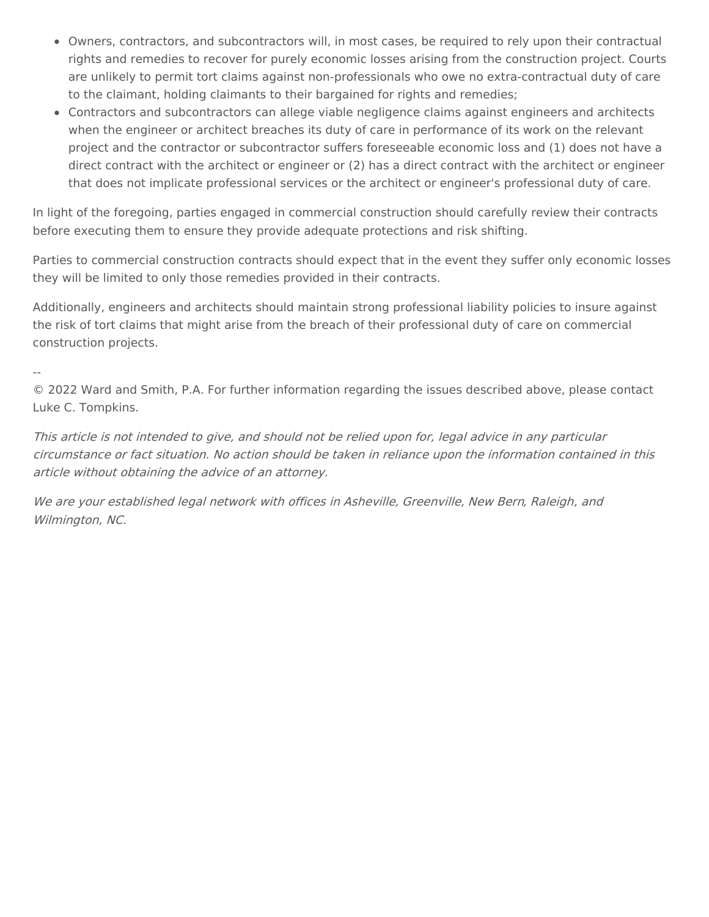- Owners, contractors, and subcontractors will, in most cases, be required to rely upon their contractual rights and remedies to recover for purely economic losses arising from the construction project. Courts are unlikely to permit tort claims against non-professionals who owe no extra-contractual duty of care to the claimant, holding claimants to their bargained for rights and remedies;
- Contractors and subcontractors can allege viable negligence claims against engineers and architects when the engineer or architect breaches its duty of care in performance of its work on the relevant project and the contractor or subcontractor suffers foreseeable economic loss and (1) does not have a direct contract with the architect or engineer or (2) has a direct contract with the architect or engineer that does not implicate professional services or the architect or engineer's professional duty of care.

In light of the foregoing, parties engaged in commercial construction should carefully review their contracts before executing them to ensure they provide adequate protections and risk shifting.

Parties to commercial construction contracts should expect that in the event they suffer only economic losses they will be limited to only those remedies provided in their contracts.

Additionally, engineers and architects should maintain strong professional liability policies to insure against the risk of tort claims that might arise from the breach of their professional duty of care on commercial construction projects.

--
© 2022 Ward and Smith, P.A. For further information regarding the issues described above, please contact Luke C. Tompkins.

*This article is not intended to give, and should not be relied upon for, legal advice in any particular circumstance or fact situation. No action should be taken in reliance upon the information contained in this article without obtaining the advice of an attorney.*

*We are your established legal network with offices in Asheville, Greenville, New Bern, Raleigh, and Wilmington, NC.*